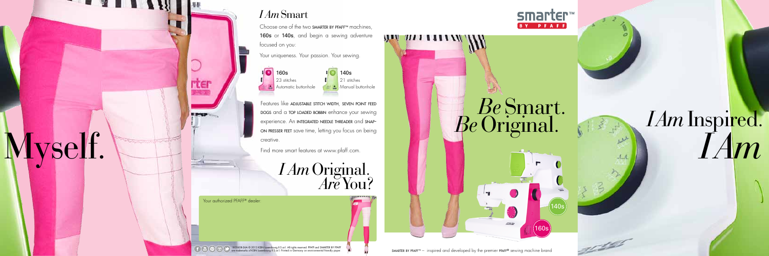Myself.

## *I Am* Smart

Choose one of the two SMARTER BY PFAFF™ machines, **160s** or **140s**, and begin a sewing adventure focused on you:

Your uniqueness. Your passion. Your sewing.

**160s**
23 stitches
Automatic buttonhole

**140s**
21 stitches
Manual buttonhole

Features like ADJUSTABLE STITCH WIDTH, SEVEN POINT FEED DOGS and a TOP LOADED BOBBIN enhance your sewing experience. An INTEGRATED NEEDLE THREADER and SNAP-ON PRESSER FEET save time, letting you focus on being creative.

Find more smart features at www.pfaff.com.

# *I Am* Original. *Are* You?

Your authorized PFAFF® dealer:

1800608-26A © 2013 KSIN Luxembourg II S.a.r.l. All rights reserved. PFAFF and SMARTER BY PFAFF are trademarks of KSIN Luxembourg II S.a.r.l. Printed in Germany on environmental friendly paper.

smarter™ BY PFAFF

# *Be* Smart. *Be* Original.

140s

160s

SMARTER BY PFAFF™ – inspired and developed by the premier PFAFF® sewing machine brand

# *I Am* Inspired. *I Am*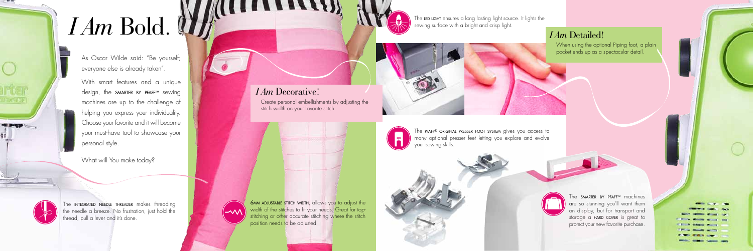# *I Am* Bold.

As Oscar Wilde said: "Be yourself; everyone else is already taken".

With smart features and a unique design, the SMARTER BY PFAFF™ sewing machines are up to the challenge of helping you express your individuality. Choose your favorite and it will become your must-have tool to showcase your personal style.

What will You make today?

The INTEGRATED NEEDLE THREADER makes threading the needle a breeze. No frustration, just hold the thread, pull a lever and it's done.

## *I Am* Decorative!

Create personal embellishments by adjusting the stitch width on your favorite stitch.

6MM ADJUSTABLE STITCH WIDTH, allows you to adjust the width of the stitches to fit your needs. Great for top-stitching or other accurate stitching where the stitch position needs to be adjusted.

The LED LIGHT ensures a long lasting light source. It lights the sewing surface with a bright and crisp light.

## *I Am* Detailed!

When using the optional Piping foot, a plain pocket ends up as a spectacular detail.

The PFAFF® ORIGINAL PRESSER FOOT SYSTEM gives you access to many optional presser feet letting you explore and evolve your sewing skills.

The SMARTER BY PFAFF™ machines are so stunning you'll want them on display, but for transport and storage a HARD COVER is great to protect your new favorite purchase.